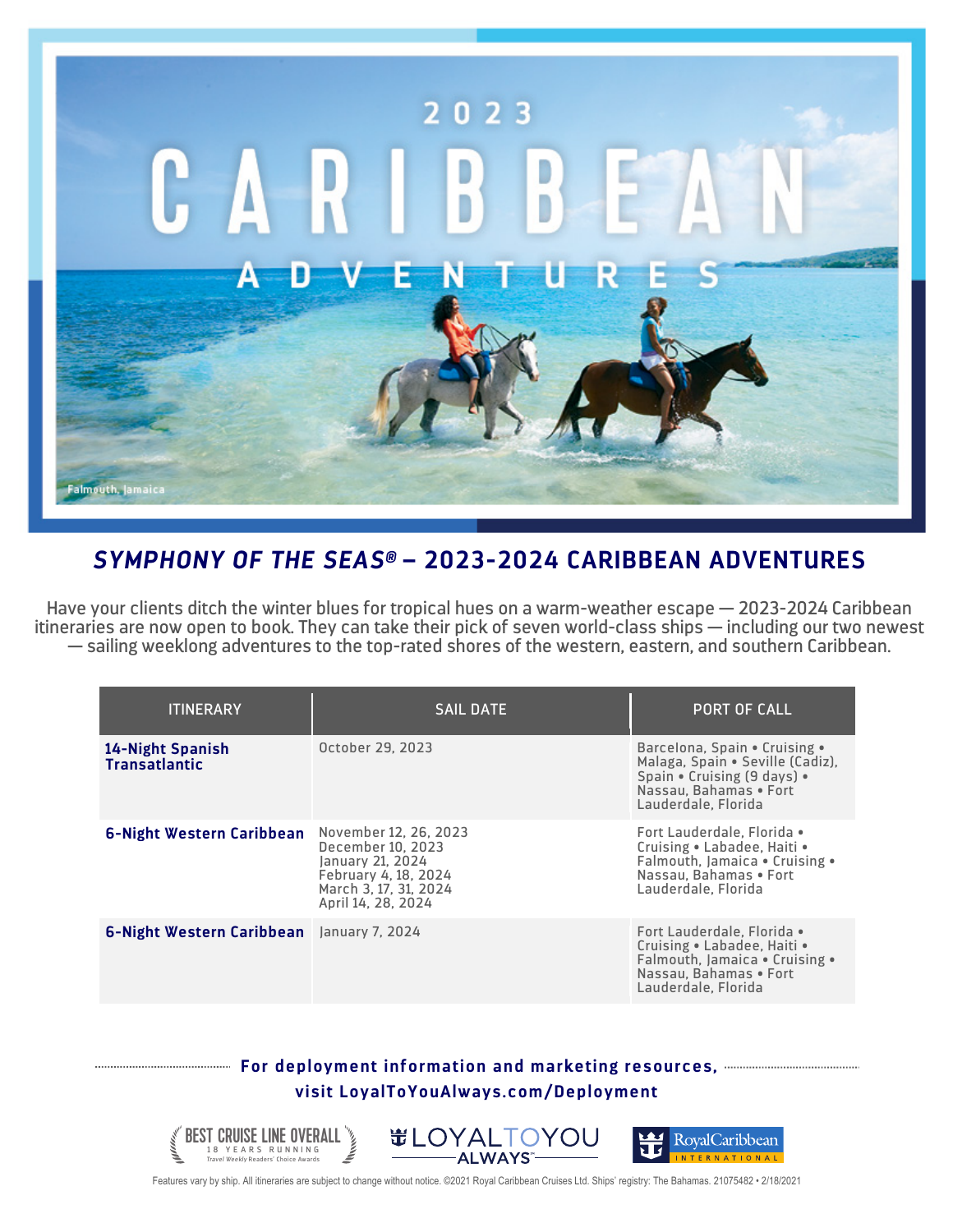# 2023 CARIBBEAN ADVENTURES

Falmouth, Jamaica

## *SYMPHONY OF THE SEAS®* – 2023-2024 CARIBBEAN ADVENTURES

Have your clients ditch the winter blues for tropical hues on a warm-weather escape — 2023-2024 Caribbean itineraries are now open to book. They can take their pick of seven world-class ships — including our two newest — sailing weeklong adventures to the top-rated shores of the western, eastern, and southern Caribbean.

| ITINERARY | SAIL DATE | PORT OF CALL |
| --- | --- | --- |
| **14-Night Spanish Transatlantic** | October 29, 2023 | Barcelona, Spain • Cruising • Malaga, Spain • Seville (Cadiz), Spain • Cruising (9 days) • Nassau, Bahamas • Fort Lauderdale, Florida |
| **6-Night Western Caribbean** | November 12, 26, 2023<br>December 10, 2023<br>January 21, 2024<br>February 4, 18, 2024<br>March 3, 17, 31, 2024<br>April 14, 28, 2024 | Fort Lauderdale, Florida • Cruising • Labadee, Haiti • Falmouth, Jamaica • Cruising • Nassau, Bahamas • Fort Lauderdale, Florida |
| **6-Night Western Caribbean** | January 7, 2024 | Fort Lauderdale, Florida • Cruising • Labadee, Haiti • Falmouth, Jamaica • Cruising • Nassau, Bahamas • Fort Lauderdale, Florida |

**For deployment information and marketing resources, visit LoyalToYouAlways.com/Deployment**

BEST CRUISE LINE OVERALL — 18 YEARS RUNNING — Travel Weekly Readers' Choice Awards

LOYALTOYOU ALWAYS℠

Royal Caribbean INTERNATIONAL

Features vary by ship. All itineraries are subject to change without notice. ©2021 Royal Caribbean Cruises Ltd. Ships' registry: The Bahamas. 21075482 • 2/18/2021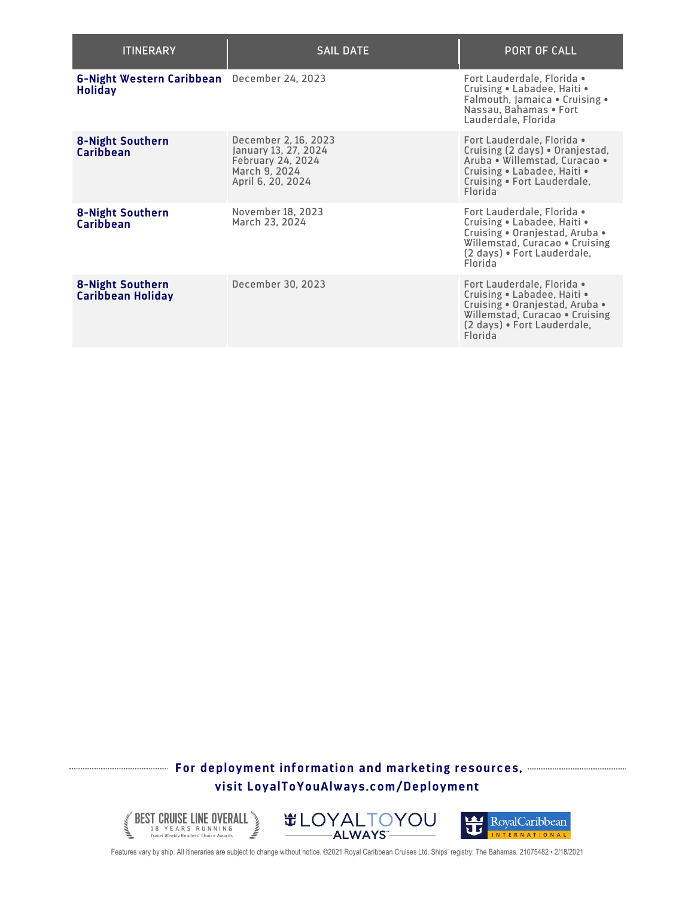| ITINERARY | SAIL DATE | PORT OF CALL |
|---|---|---|
| **6-Night Western Caribbean Holiday** | December 24, 2023 | Fort Lauderdale, Florida • Cruising • Labadee, Haiti • Falmouth, Jamaica • Cruising • Nassau, Bahamas • Fort Lauderdale, Florida |
| **8-Night Southern Caribbean** | December 2, 16, 2023<br>January 13, 27, 2024<br>February 24, 2024<br>March 9, 2024<br>April 6, 20, 2024 | Fort Lauderdale, Florida • Cruising (2 days) • Oranjestad, Aruba • Willemstad, Curacao • Cruising • Labadee, Haiti • Cruising • Fort Lauderdale, Florida |
| **8-Night Southern Caribbean** | November 18, 2023<br>March 23, 2024 | Fort Lauderdale, Florida • Cruising • Labadee, Haiti • Cruising • Oranjestad, Aruba • Willemstad, Curacao • Cruising (2 days) • Fort Lauderdale, Florida |
| **8-Night Southern Caribbean Holiday** | December 30, 2023 | Fort Lauderdale, Florida • Cruising • Labadee, Haiti • Cruising • Oranjestad, Aruba • Willemstad, Curacao • Cruising (2 days) • Fort Lauderdale, Florida |

**For deployment information and marketing resources, visit LoyalToYouAlways.com/Deployment**

BEST CRUISE LINE OVERALL 18 YEARS RUNNING Travel Weekly Readers' Choice Awards

LOYAL TO YOU ALWAYS

Royal Caribbean INTERNATIONAL

Features vary by ship. All itineraries are subject to change without notice. ©2021 Royal Caribbean Cruises Ltd. Ships' registry: The Bahamas. 21075482 • 2/18/2021